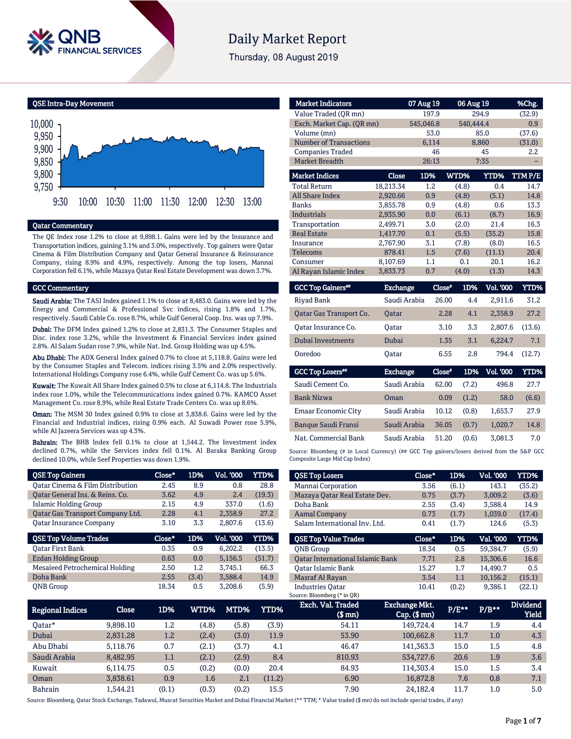# Daily Market Report

Thursday, 08 August 2019

## QSE Intra-Day Movement

## Qatar Commentary

The QE Index rose 1.2% to close at 9,898.1. Gains were led by the Insurance and Transportation indices, gaining 3.1% and 3.0%, respectively. Top gainers were Qatar Cinema & Film Distribution Company and Qatar General Insurance & Reinsurance Company, rising 8.9% and 4.9%, respectively. Among the top losers, Mannai Corporation fell 6.1%, while Mazaya Qatar Real Estate Development was down 3.7%.

## GCC Commentary

**Saudi Arabia:** The TASI Index gained 1.1% to close at 8,483.0. Gains were led by the Energy and Commercial & Professional Svc indices, rising 1.8% and 1.7%, respectively. Saudi Cable Co. rose 8.7%, while Gulf General Coop. Ins. was up 7.9%.

**Dubai:** The DFM Index gained 1.2% to close at 2,831.3. The Consumer Staples and Disc. index rose 3.2%, while the Investment & Financial Services index gained 2.8%. Al Salam Sudan rose 7.9%, while Nat. Ind. Group Holding was up 4.5%.

**Abu Dhabi:** The ADX General Index gained 0.7% to close at 5,118.8. Gains were led by the Consumer Staples and Telecom. indices rising 3.5% and 2.0% respectively. International Holdings Company rose 6.4%, while Gulf Cement Co. was up 5.6%.

**Kuwait:** The Kuwait All Share Index gained 0.5% to close at 6,114.8. The Industrials index rose 1.0%, while the Telecommunications index gained 0.7%. KAMCO Asset Management Co. rose 8.9%, while Real Estate Trade Centers Co. was up 8.6%.

**Oman:** The MSM 30 Index gained 0.9% to close at 3,838.6. Gains were led by the Financial and Industrial indices, rising 0.9% each. Al Suwadi Power rose 5.9%, while Al Jazeera Services was up 4.3%.

**Bahrain:** The BHB Index fell 0.1% to close at 1,544.2. The Investment index declined 0.7%, while the Services index fell 0.1%. Al Baraka Banking Group declined 10.0%, while Seef Properties was down 1.9%.

| QSE Top Gainers | Close* | 1D% | Vol. '000 | YTD% |
|---|---|---|---|---|
| Qatar Cinema & Film Distribution | 2.45 | 8.9 | 0.8 | 28.8 |
| Qatar General Ins. & Reins. Co. | 3.62 | 4.9 | 2.4 | (19.3) |
| Islamic Holding Group | 2.15 | 4.9 | 337.0 | (1.6) |
| Qatar Gas Transport Company Ltd. | 2.28 | 4.1 | 2,358.9 | 27.2 |
| Qatar Insurance Company | 3.10 | 3.3 | 2,807.6 | (13.6) |

| QSE Top Volume Trades | Close* | 1D% | Vol. '000 | YTD% |
|---|---|---|---|---|
| Qatar First Bank | 0.35 | 0.9 | 6,202.2 | (13.5) |
| Ezdan Holding Group | 0.63 | 0.0 | 5,156.5 | (51.7) |
| Mesaieed Petrochemical Holding | 2.50 | 1.2 | 3,745.1 | 66.3 |
| Doha Bank | 2.55 | (3.4) | 3,588.4 | 14.9 |
| QNB Group | 18.34 | 0.5 | 3,208.6 | (5.9) |

| Market Indicators | 07 Aug 19 | 06 Aug 19 | %Chg. |
|---|---|---|---|
| Value Traded (QR mn) | 197.9 | 294.9 | (32.9) |
| Exch. Market Cap. (QR mn) | 545,046.8 | 540,444.4 | 0.9 |
| Volume (mn) | 53.0 | 85.0 | (37.6) |
| Number of Transactions | 6,114 | 8,860 | (31.0) |
| Companies Traded | 46 | 45 | 2.2 |
| Market Breadth | 26:13 | 7:35 | – |

| Market Indices | Close | 1D% | WTD% | YTD% | TTM P/E |
|---|---|---|---|---|---|
| Total Return | 18,213.34 | 1.2 | (4.8) | 0.4 | 14.7 |
| All Share Index | 2,920.66 | 0.9 | (4.8) | (5.1) | 14.8 |
| Banks | 3,855.78 | 0.9 | (4.8) | 0.6 | 13.3 |
| Industrials | 2,935.90 | 0.0 | (6.1) | (8.7) | 16.9 |
| Transportation | 2,499.71 | 3.0 | (2.0) | 21.4 | 16.3 |
| Real Estate | 1,417.70 | 0.1 | (5.5) | (35.2) | 15.8 |
| Insurance | 2,767.90 | 3.1 | (7.8) | (8.0) | 16.5 |
| Telecoms | 878.41 | 1.5 | (7.6) | (11.1) | 20.4 |
| Consumer | 8,107.69 | 1.1 | 0.1 | 20.1 | 16.2 |
| Al Rayan Islamic Index | 3,833.73 | 0.7 | (4.0) | (1.3) | 14.3 |

| GCC Top Gainers## | Exchange | Close# | 1D% | Vol. '000 | YTD% |
|---|---|---|---|---|---|
| Riyad Bank | Saudi Arabia | 26.00 | 4.4 | 2,911.6 | 31.2 |
| Qatar Gas Transport Co. | Qatar | 2.28 | 4.1 | 2,358.9 | 27.2 |
| Qatar Insurance Co. | Qatar | 3.10 | 3.3 | 2,807.6 | (13.6) |
| Dubai Investments | Dubai | 1.35 | 3.1 | 6,224.7 | 7.1 |
| Ooredoo | Qatar | 6.55 | 2.8 | 794.4 | (12.7) |

| GCC Top Losers## | Exchange | Close# | 1D% | Vol. '000 | YTD% |
|---|---|---|---|---|---|
| Saudi Cement Co. | Saudi Arabia | 62.00 | (7.2) | 496.8 | 27.7 |
| Bank Nizwa | Oman | 0.09 | (1.2) | 58.0 | (6.6) |
| Emaar Economic City | Saudi Arabia | 10.12 | (0.8) | 1,653.7 | 27.9 |
| Banque Saudi Fransi | Saudi Arabia | 36.05 | (0.7) | 1,020.7 | 14.8 |
| Nat. Commercial Bank | Saudi Arabia | 51.20 | (0.6) | 3,081.3 | 7.0 |

Source: Bloomberg (# in Local Currency) (## GCC Top gainers/losers derived from the S&P GCC Composite Large Mid Cap Index)

| QSE Top Losers | Close* | 1D% | Vol. '000 | YTD% |
|---|---|---|---|---|
| Mannai Corporation | 3.56 | (6.1) | 143.1 | (35.2) |
| Mazaya Qatar Real Estate Dev. | 0.75 | (3.7) | 3,009.2 | (3.6) |
| Doha Bank | 2.55 | (3.4) | 3,588.4 | 14.9 |
| Aamal Company | 0.73 | (1.7) | 1,039.0 | (17.4) |
| Salam International Inv. Ltd. | 0.41 | (1.7) | 124.6 | (5.3) |

| QSE Top Value Trades | Close* | 1D% | Val. '000 | YTD% |
|---|---|---|---|---|
| QNB Group | 18.34 | 0.5 | 59,384.7 | (5.9) |
| Qatar International Islamic Bank | 7.71 | 2.8 | 15,306.6 | 16.6 |
| Qatar Islamic Bank | 15.27 | 1.7 | 14,490.7 | 0.5 |
| Masraf Al Rayan | 3.54 | 1.1 | 10,156.2 | (15.1) |
| Industries Qatar | 10.41 | (0.2) | 9,386.1 | (22.1) |

Source: Bloomberg (* in QR)

| Regional Indices | Close | 1D% | WTD% | MTD% | YTD% | Exch. Val. Traded ($ mn) | Exchange Mkt. Cap. ($ mn) | P/E** | P/B** | Dividend Yield |
|---|---|---|---|---|---|---|---|---|---|---|
| Qatar* | 9,898.10 | 1.2 | (4.8) | (5.8) | (3.9) | 54.11 | 149,724.4 | 14.7 | 1.9 | 4.4 |
| Dubai | 2,831.28 | 1.2 | (2.4) | (3.0) | 11.9 | 53.90 | 100,662.8 | 11.7 | 1.0 | 4.3 |
| Abu Dhabi | 5,118.76 | 0.7 | (2.1) | (3.7) | 4.1 | 46.47 | 141,363.3 | 15.0 | 1.5 | 4.8 |
| Saudi Arabia | 8,482.95 | 1.1 | (2.1) | (2.9) | 8.4 | 810.93 | 534,727.6 | 20.6 | 1.9 | 3.6 |
| Kuwait | 6,114.75 | 0.5 | (0.2) | (0.0) | 20.4 | 84.93 | 114,303.4 | 15.0 | 1.5 | 3.4 |
| Oman | 3,838.61 | 0.9 | 1.6 | 2.1 | (11.2) | 6.90 | 16,872.8 | 7.6 | 0.8 | 7.1 |
| Bahrain | 1,544.21 | (0.1) | (0.3) | (0.2) | 15.5 | 7.90 | 24,182.4 | 11.7 | 1.0 | 5.0 |

Source: Bloomberg, Qatar Stock Exchange, Tadawul, Muscat Securities Market and Dubai Financial Market (** TTM; * Value traded ($ mn) do not include special trades, if any)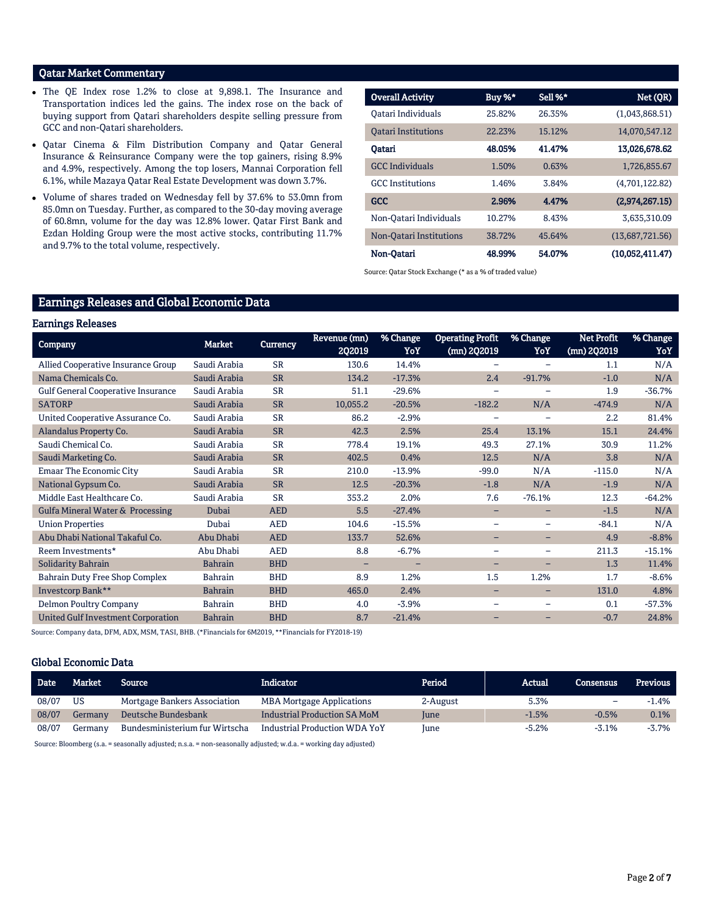## Qatar Market Commentary

- The QE Index rose 1.2% to close at 9,898.1. The Insurance and Transportation indices led the gains. The index rose on the back of buying support from Qatari shareholders despite selling pressure from GCC and non-Qatari shareholders.
- Qatar Cinema & Film Distribution Company and Qatar General Insurance & Reinsurance Company were the top gainers, rising 8.9% and 4.9%, respectively. Among the top losers, Mannai Corporation fell 6.1%, while Mazaya Qatar Real Estate Development was down 3.7%.
- Volume of shares traded on Wednesday fell by 37.6% to 53.0mn from 85.0mn on Tuesday. Further, as compared to the 30-day moving average of 60.8mn, volume for the day was 12.8% lower. Qatar First Bank and Ezdan Holding Group were the most active stocks, contributing 11.7% and 9.7% to the total volume, respectively.

| Overall Activity | Buy %* | Sell %* | Net (QR) |
|---|---|---|---|
| Qatari Individuals | 25.82% | 26.35% | (1,043,868.51) |
| Qatari Institutions | 22.23% | 15.12% | 14,070,547.12 |
| **Qatari** | **48.05%** | **41.47%** | **13,026,678.62** |
| GCC Individuals | 1.50% | 0.63% | 1,726,855.67 |
| GCC Institutions | 1.46% | 3.84% | (4,701,122.82) |
| **GCC** | **2.96%** | **4.47%** | **(2,974,267.15)** |
| Non-Qatari Individuals | 10.27% | 8.43% | 3,635,310.09 |
| Non-Qatari Institutions | 38.72% | 45.64% | (13,687,721.56) |
| **Non-Qatari** | **48.99%** | **54.07%** | **(10,052,411.47)** |

Source: Qatar Stock Exchange (* as a % of traded value)

## Earnings Releases and Global Economic Data

### Earnings Releases

| Company | Market | Currency | Revenue (mn) 2Q2019 | % Change YoY | Operating Profit (mn) 2Q2019 | % Change YoY | Net Profit (mn) 2Q2019 | % Change YoY |
|---|---|---|---|---|---|---|---|---|
| Allied Cooperative Insurance Group | Saudi Arabia | SR | 130.6 | 14.4% | – | – | 1.1 | N/A |
| Nama Chemicals Co. | Saudi Arabia | SR | 134.2 | -17.3% | 2.4 | -91.7% | -1.0 | N/A |
| Gulf General Cooperative Insurance | Saudi Arabia | SR | 51.1 | -29.6% | – | – | 1.9 | -36.7% |
| SATORP | Saudi Arabia | SR | 10,055.2 | -20.5% | -182.2 | N/A | -474.9 | N/A |
| United Cooperative Assurance Co. | Saudi Arabia | SR | 86.2 | -2.9% | – | – | 2.2 | 81.4% |
| Alandalus Property Co. | Saudi Arabia | SR | 42.3 | 2.5% | 25.4 | 13.1% | 15.1 | 24.4% |
| Saudi Chemical Co. | Saudi Arabia | SR | 778.4 | 19.1% | 49.3 | 27.1% | 30.9 | 11.2% |
| Saudi Marketing Co. | Saudi Arabia | SR | 402.5 | 0.4% | 12.5 | N/A | 3.8 | N/A |
| Emaar The Economic City | Saudi Arabia | SR | 210.0 | -13.9% | -99.0 | N/A | -115.0 | N/A |
| National Gypsum Co. | Saudi Arabia | SR | 12.5 | -20.3% | -1.8 | N/A | -1.9 | N/A |
| Middle East Healthcare Co. | Saudi Arabia | SR | 353.2 | 2.0% | 7.6 | -76.1% | 12.3 | -64.2% |
| Gulfa Mineral Water & Processing | Dubai | AED | 5.5 | -27.4% | – | – | -1.5 | N/A |
| Union Properties | Dubai | AED | 104.6 | -15.5% | – | – | -84.1 | N/A |
| Abu Dhabi National Takaful Co. | Abu Dhabi | AED | 133.7 | 52.6% | – | – | 4.9 | -8.8% |
| Reem Investments* | Abu Dhabi | AED | 8.8 | -6.7% | – | – | 211.3 | -15.1% |
| Solidarity Bahrain | Bahrain | BHD | – | – | – | – | 1.3 | 11.4% |
| Bahrain Duty Free Shop Complex | Bahrain | BHD | 8.9 | 1.2% | 1.5 | 1.2% | 1.7 | -8.6% |
| Investcorp Bank** | Bahrain | BHD | 465.0 | 2.4% | – | – | 131.0 | 4.8% |
| Delmon Poultry Company | Bahrain | BHD | 4.0 | -3.9% | – | – | 0.1 | -57.3% |
| United Gulf Investment Corporation | Bahrain | BHD | 8.7 | -21.4% | – | – | -0.7 | 24.8% |

Source: Company data, DFM, ADX, MSM, TASI, BHB. (*Financials for 6M2019, **Financials for FY2018-19)

### Global Economic Data

| Date | Market | Source | Indicator | Period | Actual | Consensus | Previous |
|---|---|---|---|---|---|---|---|
| 08/07 | US | Mortgage Bankers Association | MBA Mortgage Applications | 2-August | 5.3% | – | -1.4% |
| 08/07 | Germany | Deutsche Bundesbank | Industrial Production SA MoM | June | -1.5% | -0.5% | 0.1% |
| 08/07 | Germany | Bundesministerium fur Wirtscha | Industrial Production WDA YoY | June | -5.2% | -3.1% | -3.7% |

Source: Bloomberg (s.a. = seasonally adjusted; n.s.a. = non-seasonally adjusted; w.d.a. = working day adjusted)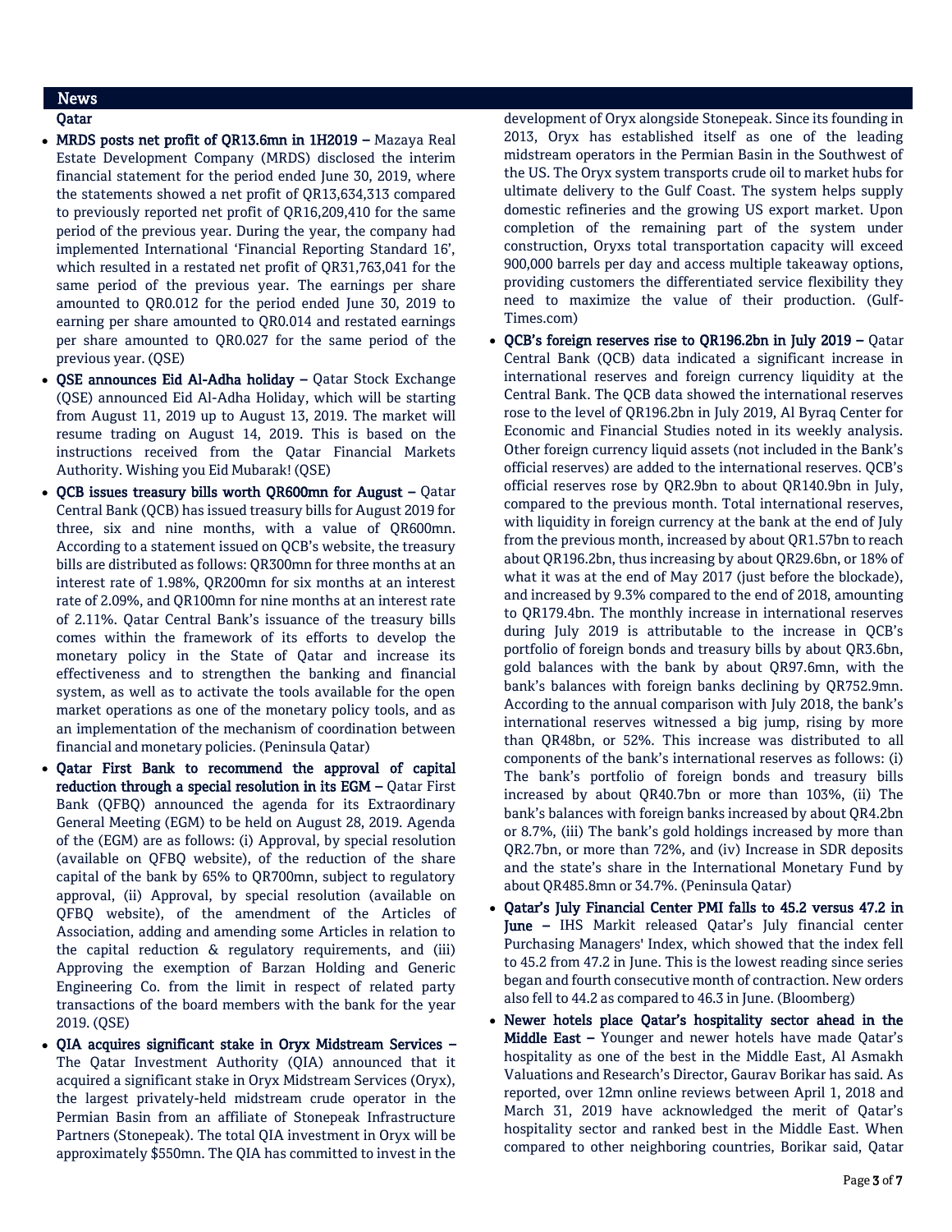## News

### Qatar

- **MRDS posts net profit of QR13.6mn in 1H2019 –** Mazaya Real Estate Development Company (MRDS) disclosed the interim financial statement for the period ended June 30, 2019, where the statements showed a net profit of QR13,634,313 compared to previously reported net profit of QR16,209,410 for the same period of the previous year. During the year, the company had implemented International 'Financial Reporting Standard 16', which resulted in a restated net profit of QR31,763,041 for the same period of the previous year. The earnings per share amounted to QR0.012 for the period ended June 30, 2019 to earning per share amounted to QR0.014 and restated earnings per share amounted to QR0.027 for the same period of the previous year. (QSE)
- **QSE announces Eid Al-Adha holiday –** Qatar Stock Exchange (QSE) announced Eid Al-Adha Holiday, which will be starting from August 11, 2019 up to August 13, 2019. The market will resume trading on August 14, 2019. This is based on the instructions received from the Qatar Financial Markets Authority. Wishing you Eid Mubarak! (QSE)
- **QCB issues treasury bills worth QR600mn for August –** Qatar Central Bank (QCB) has issued treasury bills for August 2019 for three, six and nine months, with a value of QR600mn. According to a statement issued on QCB's website, the treasury bills are distributed as follows: QR300mn for three months at an interest rate of 1.98%, QR200mn for six months at an interest rate of 2.09%, and QR100mn for nine months at an interest rate of 2.11%. Qatar Central Bank's issuance of the treasury bills comes within the framework of its efforts to develop the monetary policy in the State of Qatar and increase its effectiveness and to strengthen the banking and financial system, as well as to activate the tools available for the open market operations as one of the monetary policy tools, and as an implementation of the mechanism of coordination between financial and monetary policies. (Peninsula Qatar)
- **Qatar First Bank to recommend the approval of capital reduction through a special resolution in its EGM –** Qatar First Bank (QFBQ) announced the agenda for its Extraordinary General Meeting (EGM) to be held on August 28, 2019. Agenda of the (EGM) are as follows: (i) Approval, by special resolution (available on QFBQ website), of the reduction of the share capital of the bank by 65% to QR700mn, subject to regulatory approval, (ii) Approval, by special resolution (available on QFBQ website), of the amendment of the Articles of Association, adding and amending some Articles in relation to the capital reduction & regulatory requirements, and (iii) Approving the exemption of Barzan Holding and Generic Engineering Co. from the limit in respect of related party transactions of the board members with the bank for the year 2019. (QSE)
- **QIA acquires significant stake in Oryx Midstream Services –** The Qatar Investment Authority (QIA) announced that it acquired a significant stake in Oryx Midstream Services (Oryx), the largest privately-held midstream crude operator in the Permian Basin from an affiliate of Stonepeak Infrastructure Partners (Stonepeak). The total QIA investment in Oryx will be approximately $550mn. The QIA has committed to invest in the development of Oryx alongside Stonepeak. Since its founding in 2013, Oryx has established itself as one of the leading midstream operators in the Permian Basin in the Southwest of the US. The Oryx system transports crude oil to market hubs for ultimate delivery to the Gulf Coast. The system helps supply domestic refineries and the growing US export market. Upon completion of the remaining part of the system under construction, Oryxs total transportation capacity will exceed 900,000 barrels per day and access multiple takeaway options, providing customers the differentiated service flexibility they need to maximize the value of their production. (Gulf-Times.com)
- **QCB's foreign reserves rise to QR196.2bn in July 2019 –** Qatar Central Bank (QCB) data indicated a significant increase in international reserves and foreign currency liquidity at the Central Bank. The QCB data showed the international reserves rose to the level of QR196.2bn in July 2019, Al Byraq Center for Economic and Financial Studies noted in its weekly analysis. Other foreign currency liquid assets (not included in the Bank's official reserves) are added to the international reserves. QCB's official reserves rose by QR2.9bn to about QR140.9bn in July, compared to the previous month. Total international reserves, with liquidity in foreign currency at the bank at the end of July from the previous month, increased by about QR1.57bn to reach about QR196.2bn, thus increasing by about QR29.6bn, or 18% of what it was at the end of May 2017 (just before the blockade), and increased by 9.3% compared to the end of 2018, amounting to QR179.4bn. The monthly increase in international reserves during July 2019 is attributable to the increase in QCB's portfolio of foreign bonds and treasury bills by about QR3.6bn, gold balances with the bank by about QR97.6mn, with the bank's balances with foreign banks declining by QR752.9mn. According to the annual comparison with July 2018, the bank's international reserves witnessed a big jump, rising by more than QR48bn, or 52%. This increase was distributed to all components of the bank's international reserves as follows: (i) The bank's portfolio of foreign bonds and treasury bills increased by about QR40.7bn or more than 103%, (ii) The bank's balances with foreign banks increased by about QR4.2bn or 8.7%, (iii) The bank's gold holdings increased by more than QR2.7bn, or more than 72%, and (iv) Increase in SDR deposits and the state's share in the International Monetary Fund by about QR485.8mn or 34.7%. (Peninsula Qatar)
- **Qatar's July Financial Center PMI falls to 45.2 versus 47.2 in June –** IHS Markit released Qatar's July financial center Purchasing Managers' Index, which showed that the index fell to 45.2 from 47.2 in June. This is the lowest reading since series began and fourth consecutive month of contraction. New orders also fell to 44.2 as compared to 46.3 in June. (Bloomberg)
- **Newer hotels place Qatar's hospitality sector ahead in the Middle East –** Younger and newer hotels have made Qatar's hospitality as one of the best in the Middle East, Al Asmakh Valuations and Research's Director, Gaurav Borikar has said. As reported, over 12mn online reviews between April 1, 2018 and March 31, 2019 have acknowledged the merit of Qatar's hospitality sector and ranked best in the Middle East. When compared to other neighboring countries, Borikar said, Qatar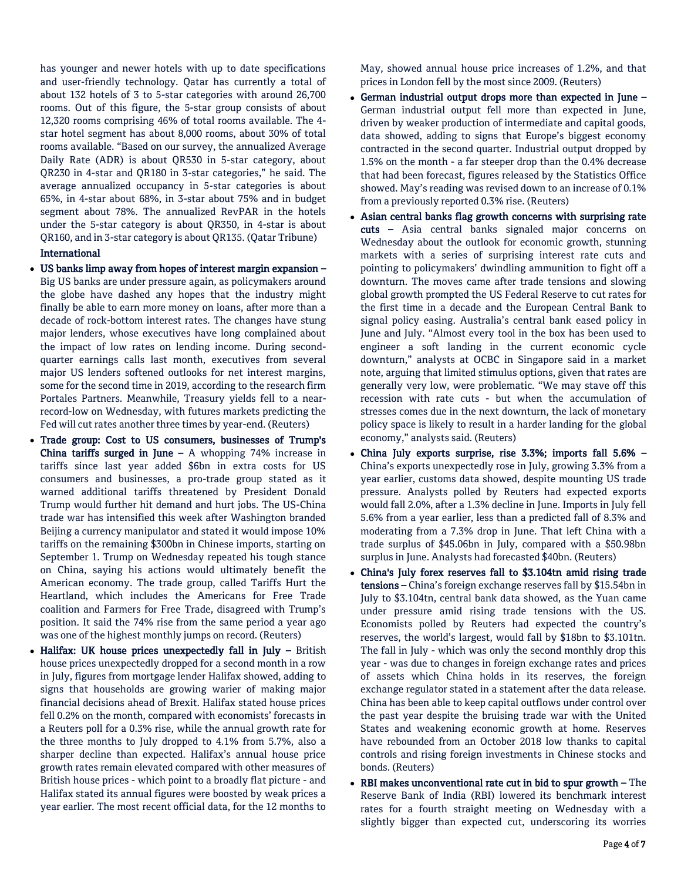has younger and newer hotels with up to date specifications and user-friendly technology. Qatar has currently a total of about 132 hotels of 3 to 5-star categories with around 26,700 rooms. Out of this figure, the 5-star group consists of about 12,320 rooms comprising 46% of total rooms available. The 4-star hotel segment has about 8,000 rooms, about 30% of total rooms available. "Based on our survey, the annualized Average Daily Rate (ADR) is about QR530 in 5-star category, about QR230 in 4-star and QR180 in 3-star categories," he said. The average annualized occupancy in 5-star categories is about 65%, in 4-star about 68%, in 3-star about 75% and in budget segment about 78%. The annualized RevPAR in the hotels under the 5-star category is about QR350, in 4-star is about QR160, and in 3-star category is about QR135. (Qatar Tribune)

**International**

- **US banks limp away from hopes of interest margin expansion –** Big US banks are under pressure again, as policymakers around the globe have dashed any hopes that the industry might finally be able to earn more money on loans, after more than a decade of rock-bottom interest rates. The changes have stung major lenders, whose executives have long complained about the impact of low rates on lending income. During second-quarter earnings calls last month, executives from several major US lenders softened outlooks for net interest margins, some for the second time in 2019, according to the research firm Portales Partners. Meanwhile, Treasury yields fell to a near-record-low on Wednesday, with futures markets predicting the Fed will cut rates another three times by year-end. (Reuters)
- **Trade group: Cost to US consumers, businesses of Trump's China tariffs surged in June –** A whopping 74% increase in tariffs since last year added $6bn in extra costs for US consumers and businesses, a pro-trade group stated as it warned additional tariffs threatened by President Donald Trump would further hit demand and hurt jobs. The US-China trade war has intensified this week after Washington branded Beijing a currency manipulator and stated it would impose 10% tariffs on the remaining $300bn in Chinese imports, starting on September 1. Trump on Wednesday repeated his tough stance on China, saying his actions would ultimately benefit the American economy. The trade group, called Tariffs Hurt the Heartland, which includes the Americans for Free Trade coalition and Farmers for Free Trade, disagreed with Trump's position. It said the 74% rise from the same period a year ago was one of the highest monthly jumps on record. (Reuters)
- **Halifax: UK house prices unexpectedly fall in July –** British house prices unexpectedly dropped for a second month in a row in July, figures from mortgage lender Halifax showed, adding to signs that households are growing warier of making major financial decisions ahead of Brexit. Halifax stated house prices fell 0.2% on the month, compared with economists' forecasts in a Reuters poll for a 0.3% rise, while the annual growth rate for the three months to July dropped to 4.1% from 5.7%, also a sharper decline than expected. Halifax's annual house price growth rates remain elevated compared with other measures of British house prices - which point to a broadly flat picture - and Halifax stated its annual figures were boosted by weak prices a year earlier. The most recent official data, for the 12 months to May, showed annual house price increases of 1.2%, and that prices in London fell by the most since 2009. (Reuters)
- **German industrial output drops more than expected in June –** German industrial output fell more than expected in June, driven by weaker production of intermediate and capital goods, data showed, adding to signs that Europe's biggest economy contracted in the second quarter. Industrial output dropped by 1.5% on the month - a far steeper drop than the 0.4% decrease that had been forecast, figures released by the Statistics Office showed. May's reading was revised down to an increase of 0.1% from a previously reported 0.3% rise. (Reuters)
- **Asian central banks flag growth concerns with surprising rate cuts –** Asia central banks signaled major concerns on Wednesday about the outlook for economic growth, stunning markets with a series of surprising interest rate cuts and pointing to policymakers' dwindling ammunition to fight off a downturn. The moves came after trade tensions and slowing global growth prompted the US Federal Reserve to cut rates for the first time in a decade and the European Central Bank to signal policy easing. Australia's central bank eased policy in June and July. "Almost every tool in the box has been used to engineer a soft landing in the current economic cycle downturn," analysts at OCBC in Singapore said in a market note, arguing that limited stimulus options, given that rates are generally very low, were problematic. "We may stave off this recession with rate cuts - but when the accumulation of stresses comes due in the next downturn, the lack of monetary policy space is likely to result in a harder landing for the global economy," analysts said. (Reuters)
- **China July exports surprise, rise 3.3%; imports fall 5.6% –** China's exports unexpectedly rose in July, growing 3.3% from a year earlier, customs data showed, despite mounting US trade pressure. Analysts polled by Reuters had expected exports would fall 2.0%, after a 1.3% decline in June. Imports in July fell 5.6% from a year earlier, less than a predicted fall of 8.3% and moderating from a 7.3% drop in June. That left China with a trade surplus of $45.06bn in July, compared with a $50.98bn surplus in June. Analysts had forecasted $40bn. (Reuters)
- **China's July forex reserves fall to $3.104tn amid rising trade tensions –** China's foreign exchange reserves fell by $15.54bn in July to $3.104tn, central bank data showed, as the Yuan came under pressure amid rising trade tensions with the US. Economists polled by Reuters had expected the country's reserves, the world's largest, would fall by $18bn to $3.101tn. The fall in July - which was only the second monthly drop this year - was due to changes in foreign exchange rates and prices of assets which China holds in its reserves, the foreign exchange regulator stated in a statement after the data release. China has been able to keep capital outflows under control over the past year despite the bruising trade war with the United States and weakening economic growth at home. Reserves have rebounded from an October 2018 low thanks to capital controls and rising foreign investments in Chinese stocks and bonds. (Reuters)
- **RBI makes unconventional rate cut in bid to spur growth –** The Reserve Bank of India (RBI) lowered its benchmark interest rates for a fourth straight meeting on Wednesday with a slightly bigger than expected cut, underscoring its worries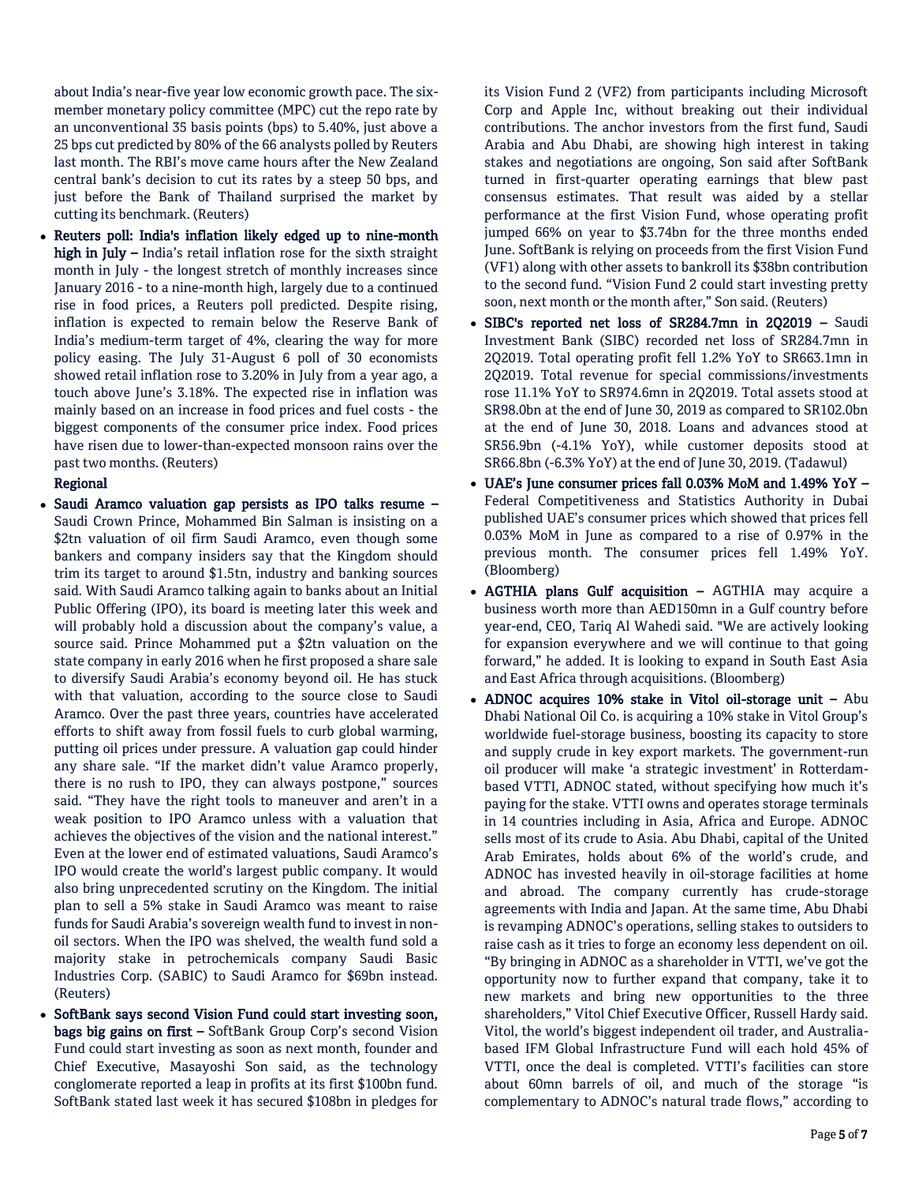about India's near-five year low economic growth pace. The six-member monetary policy committee (MPC) cut the repo rate by an unconventional 35 basis points (bps) to 5.40%, just above a 25 bps cut predicted by 80% of the 66 analysts polled by Reuters last month. The RBI's move came hours after the New Zealand central bank's decision to cut its rates by a steep 50 bps, and just before the Bank of Thailand surprised the market by cutting its benchmark. (Reuters)

- **Reuters poll: India's inflation likely edged up to nine-month high in July –** India's retail inflation rose for the sixth straight month in July - the longest stretch of monthly increases since January 2016 - to a nine-month high, largely due to a continued rise in food prices, a Reuters poll predicted. Despite rising, inflation is expected to remain below the Reserve Bank of India's medium-term target of 4%, clearing the way for more policy easing. The July 31-August 6 poll of 30 economists showed retail inflation rose to 3.20% in July from a year ago, a touch above June's 3.18%. The expected rise in inflation was mainly based on an increase in food prices and fuel costs - the biggest components of the consumer price index. Food prices have risen due to lower-than-expected monsoon rains over the past two months. (Reuters)

**Regional**

- **Saudi Aramco valuation gap persists as IPO talks resume –** Saudi Crown Prince, Mohammed Bin Salman is insisting on a $2tn valuation of oil firm Saudi Aramco, even though some bankers and company insiders say that the Kingdom should trim its target to around $1.5tn, industry and banking sources said. With Saudi Aramco talking again to banks about an Initial Public Offering (IPO), its board is meeting later this week and will probably hold a discussion about the company's value, a source said. Prince Mohammed put a $2tn valuation on the state company in early 2016 when he first proposed a share sale to diversify Saudi Arabia's economy beyond oil. He has stuck with that valuation, according to the source close to Saudi Aramco. Over the past three years, countries have accelerated efforts to shift away from fossil fuels to curb global warming, putting oil prices under pressure. A valuation gap could hinder any share sale. "If the market didn't value Aramco properly, there is no rush to IPO, they can always postpone," sources said. "They have the right tools to maneuver and aren't in a weak position to IPO Aramco unless with a valuation that achieves the objectives of the vision and the national interest." Even at the lower end of estimated valuations, Saudi Aramco's IPO would create the world's largest public company. It would also bring unprecedented scrutiny on the Kingdom. The initial plan to sell a 5% stake in Saudi Aramco was meant to raise funds for Saudi Arabia's sovereign wealth fund to invest in non-oil sectors. When the IPO was shelved, the wealth fund sold a majority stake in petrochemicals company Saudi Basic Industries Corp. (SABIC) to Saudi Aramco for $69bn instead. (Reuters)
- **SoftBank says second Vision Fund could start investing soon, bags big gains on first –** SoftBank Group Corp's second Vision Fund could start investing as soon as next month, founder and Chief Executive, Masayoshi Son said, as the technology conglomerate reported a leap in profits at its first $100bn fund. SoftBank stated last week it has secured $108bn in pledges for its Vision Fund 2 (VF2) from participants including Microsoft Corp and Apple Inc, without breaking out their individual contributions. The anchor investors from the first fund, Saudi Arabia and Abu Dhabi, are showing high interest in taking stakes and negotiations are ongoing, Son said after SoftBank turned in first-quarter operating earnings that blew past consensus estimates. That result was aided by a stellar performance at the first Vision Fund, whose operating profit jumped 66% on year to $3.74bn for the three months ended June. SoftBank is relying on proceeds from the first Vision Fund (VF1) along with other assets to bankroll its $38bn contribution to the second fund. "Vision Fund 2 could start investing pretty soon, next month or the month after," Son said. (Reuters)
- **SIBC's reported net loss of SR284.7mn in 2Q2019 –** Saudi Investment Bank (SIBC) recorded net loss of SR284.7mn in 2Q2019. Total operating profit fell 1.2% YoY to SR663.1mn in 2Q2019. Total revenue for special commissions/investments rose 11.1% YoY to SR974.6mn in 2Q2019. Total assets stood at SR98.0bn at the end of June 30, 2019 as compared to SR102.0bn at the end of June 30, 2018. Loans and advances stood at SR56.9bn (-4.1% YoY), while customer deposits stood at SR66.8bn (-6.3% YoY) at the end of June 30, 2019. (Tadawul)
- **UAE's June consumer prices fall 0.03% MoM and 1.49% YoY –** Federal Competitiveness and Statistics Authority in Dubai published UAE's consumer prices which showed that prices fell 0.03% MoM in June as compared to a rise of 0.97% in the previous month. The consumer prices fell 1.49% YoY. (Bloomberg)
- **AGTHIA plans Gulf acquisition –** AGTHIA may acquire a business worth more than AED150mn in a Gulf country before year-end, CEO, Tariq Al Wahedi said. "We are actively looking for expansion everywhere and we will continue to that going forward," he added. It is looking to expand in South East Asia and East Africa through acquisitions. (Bloomberg)
- **ADNOC acquires 10% stake in Vitol oil-storage unit –** Abu Dhabi National Oil Co. is acquiring a 10% stake in Vitol Group's worldwide fuel-storage business, boosting its capacity to store and supply crude in key export markets. The government-run oil producer will make 'a strategic investment' in Rotterdam-based VTTI, ADNOC stated, without specifying how much it's paying for the stake. VTTI owns and operates storage terminals in 14 countries including in Asia, Africa and Europe. ADNOC sells most of its crude to Asia. Abu Dhabi, capital of the United Arab Emirates, holds about 6% of the world's crude, and ADNOC has invested heavily in oil-storage facilities at home and abroad. The company currently has crude-storage agreements with India and Japan. At the same time, Abu Dhabi is revamping ADNOC's operations, selling stakes to outsiders to raise cash as it tries to forge an economy less dependent on oil. "By bringing in ADNOC as a shareholder in VTTI, we've got the opportunity now to further expand that company, take it to new markets and bring new opportunities to the three shareholders," Vitol Chief Executive Officer, Russell Hardy said. Vitol, the world's biggest independent oil trader, and Australia-based IFM Global Infrastructure Fund will each hold 45% of VTTI, once the deal is completed. VTTI's facilities can store about 60mn barrels of oil, and much of the storage "is complementary to ADNOC's natural trade flows," according to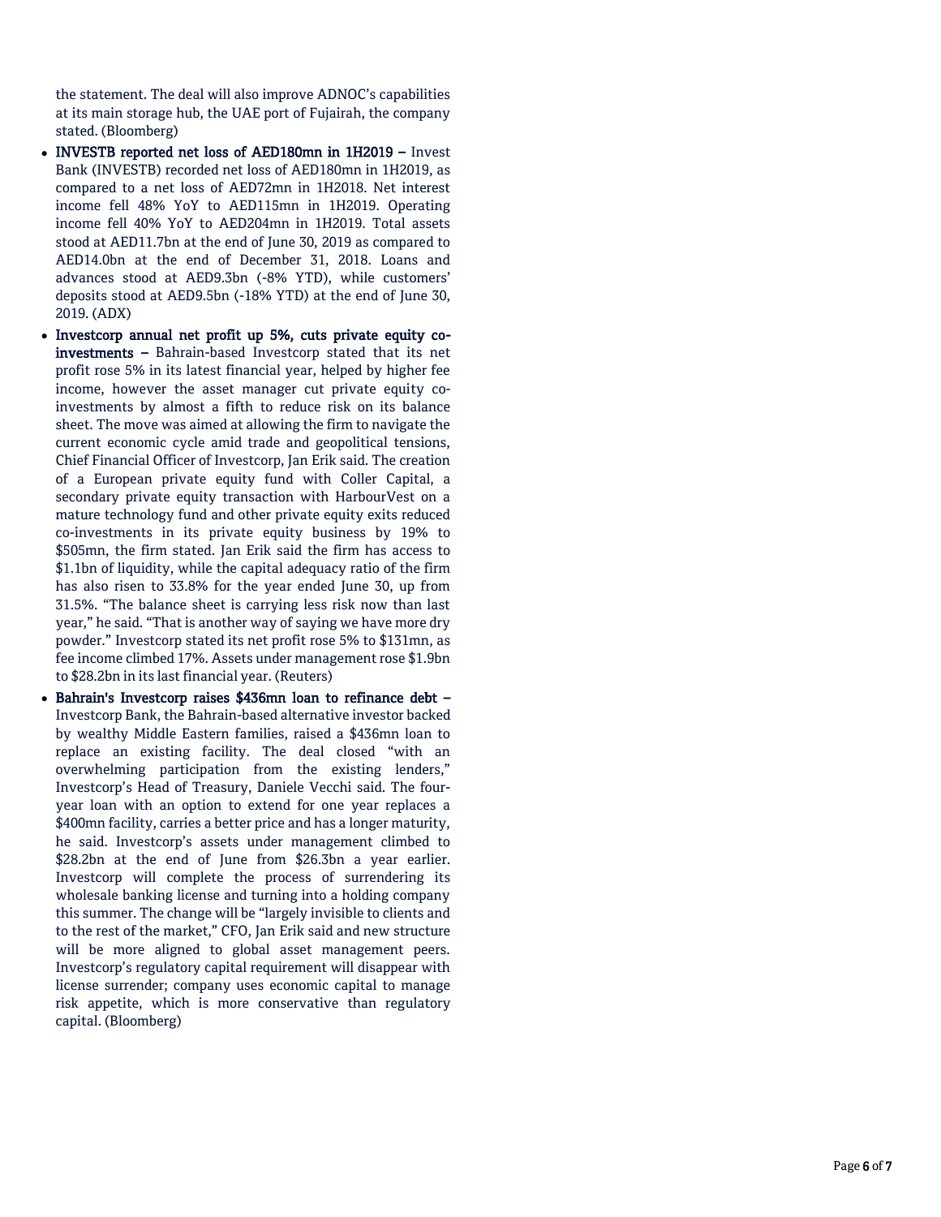the statement. The deal will also improve ADNOC's capabilities at its main storage hub, the UAE port of Fujairah, the company stated. (Bloomberg)

- **INVESTB reported net loss of AED180mn in 1H2019 –** Invest Bank (INVESTB) recorded net loss of AED180mn in 1H2019, as compared to a net loss of AED72mn in 1H2018. Net interest income fell 48% YoY to AED115mn in 1H2019. Operating income fell 40% YoY to AED204mn in 1H2019. Total assets stood at AED11.7bn at the end of June 30, 2019 as compared to AED14.0bn at the end of December 31, 2018. Loans and advances stood at AED9.3bn (-8% YTD), while customers' deposits stood at AED9.5bn (-18% YTD) at the end of June 30, 2019. (ADX)
- **Investcorp annual net profit up 5%, cuts private equity co-investments –** Bahrain-based Investcorp stated that its net profit rose 5% in its latest financial year, helped by higher fee income, however the asset manager cut private equity co-investments by almost a fifth to reduce risk on its balance sheet. The move was aimed at allowing the firm to navigate the current economic cycle amid trade and geopolitical tensions, Chief Financial Officer of Investcorp, Jan Erik said. The creation of a European private equity fund with Coller Capital, a secondary private equity transaction with HarbourVest on a mature technology fund and other private equity exits reduced co-investments in its private equity business by 19% to $505mn, the firm stated. Jan Erik said the firm has access to $1.1bn of liquidity, while the capital adequacy ratio of the firm has also risen to 33.8% for the year ended June 30, up from 31.5%. "The balance sheet is carrying less risk now than last year," he said. "That is another way of saying we have more dry powder." Investcorp stated its net profit rose 5% to $131mn, as fee income climbed 17%. Assets under management rose $1.9bn to $28.2bn in its last financial year. (Reuters)
- **Bahrain's Investcorp raises $436mn loan to refinance debt –** Investcorp Bank, the Bahrain-based alternative investor backed by wealthy Middle Eastern families, raised a $436mn loan to replace an existing facility. The deal closed "with an overwhelming participation from the existing lenders," Investcorp's Head of Treasury, Daniele Vecchi said. The four-year loan with an option to extend for one year replaces a $400mn facility, carries a better price and has a longer maturity, he said. Investcorp's assets under management climbed to $28.2bn at the end of June from $26.3bn a year earlier. Investcorp will complete the process of surrendering its wholesale banking license and turning into a holding company this summer. The change will be "largely invisible to clients and to the rest of the market," CFO, Jan Erik said and new structure will be more aligned to global asset management peers. Investcorp's regulatory capital requirement will disappear with license surrender; company uses economic capital to manage risk appetite, which is more conservative than regulatory capital. (Bloomberg)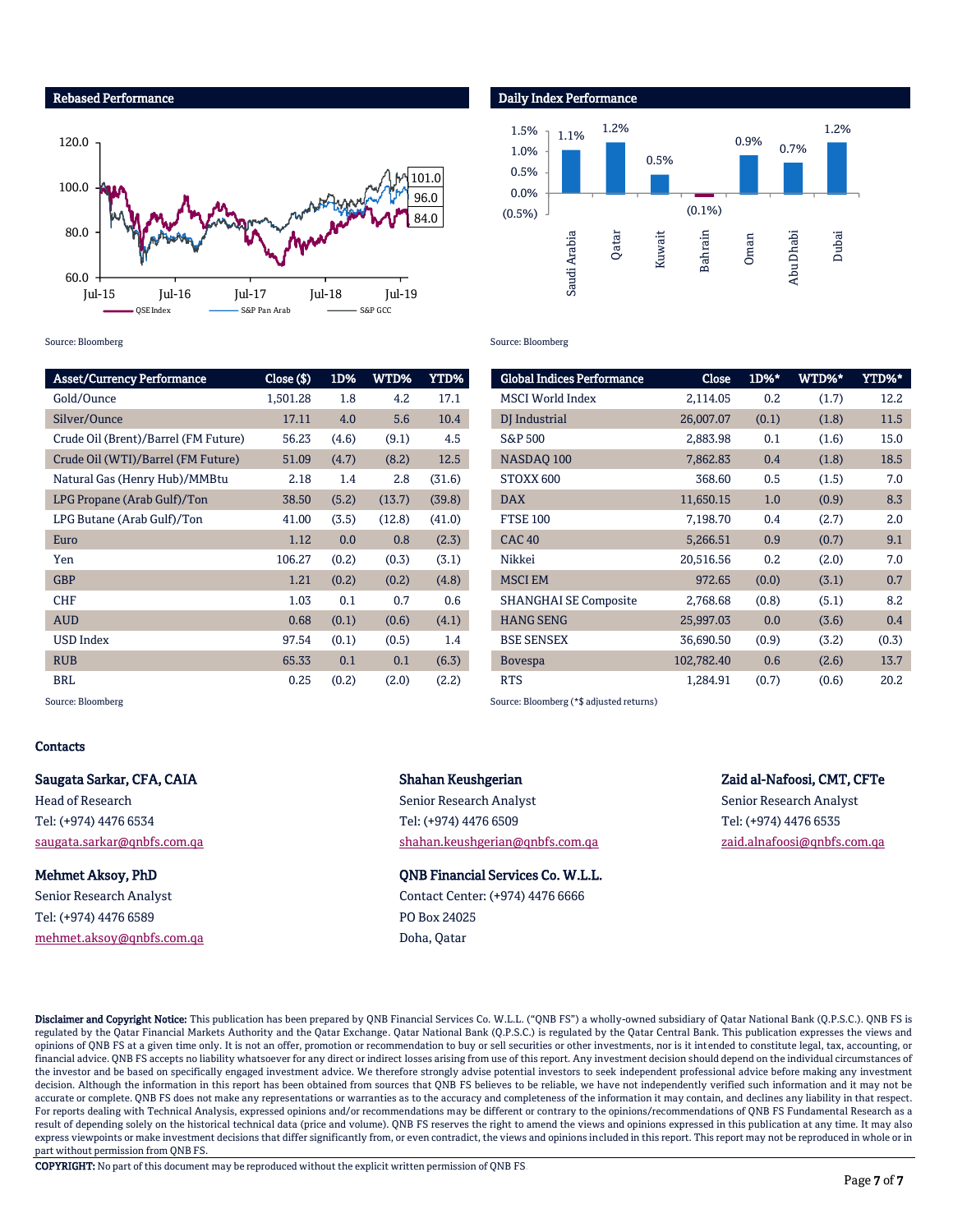## Rebased Performance

120.0
100.0
80.0
60.0
Jul-15
Jul-16
Jul-17
Jul-18
Jul-19
101.0
96.0
84.0
QSE Index
S&P Pan Arab
S&P GCC

Source: Bloomberg

## Daily Index Performance

1.5%
1.0%
0.5%
0.0%
(0.5%)
1.1%
1.2%
0.5%
(0.1%)
0.9%
0.7%
1.2%
Saudi Arabia
Qatar
Kuwait
Bahrain
Oman
Abu Dhabi
Dubai

Source: Bloomberg

| Asset/Currency Performance | Close ($) | 1D% | WTD% | YTD% |
|---|---|---|---|---|
| Gold/Ounce | 1,501.28 | 1.8 | 4.2 | 17.1 |
| Silver/Ounce | 17.11 | 4.0 | 5.6 | 10.4 |
| Crude Oil (Brent)/Barrel (FM Future) | 56.23 | (4.6) | (9.1) | 4.5 |
| Crude Oil (WTI)/Barrel (FM Future) | 51.09 | (4.7) | (8.2) | 12.5 |
| Natural Gas (Henry Hub)/MMBtu | 2.18 | 1.4 | 2.8 | (31.6) |
| LPG Propane (Arab Gulf)/Ton | 38.50 | (5.2) | (13.7) | (39.8) |
| LPG Butane (Arab Gulf)/Ton | 41.00 | (3.5) | (12.8) | (41.0) |
| Euro | 1.12 | 0.0 | 0.8 | (2.3) |
| Yen | 106.27 | (0.2) | (0.3) | (3.1) |
| GBP | 1.21 | (0.2) | (0.2) | (4.8) |
| CHF | 1.03 | 0.1 | 0.7 | 0.6 |
| AUD | 0.68 | (0.1) | (0.6) | (4.1) |
| USD Index | 97.54 | (0.1) | (0.5) | 1.4 |
| RUB | 65.33 | 0.1 | 0.1 | (6.3) |
| BRL | 0.25 | (0.2) | (2.0) | (2.2) |

Source: Bloomberg

| Global Indices Performance | Close | 1D%* | WTD%* | YTD%* |
|---|---|---|---|---|
| MSCI World Index | 2,114.05 | 0.2 | (1.7) | 12.2 |
| DJ Industrial | 26,007.07 | (0.1) | (1.8) | 11.5 |
| S&P 500 | 2,883.98 | 0.1 | (1.6) | 15.0 |
| NASDAQ 100 | 7,862.83 | 0.4 | (1.8) | 18.5 |
| STOXX 600 | 368.60 | 0.5 | (1.5) | 7.0 |
| DAX | 11,650.15 | 1.0 | (0.9) | 8.3 |
| FTSE 100 | 7,198.70 | 0.4 | (2.7) | 2.0 |
| CAC 40 | 5,266.51 | 0.9 | (0.7) | 9.1 |
| Nikkei | 20,516.56 | 0.2 | (2.0) | 7.0 |
| MSCI EM | 972.65 | (0.0) | (3.1) | 0.7 |
| SHANGHAI SE Composite | 2,768.68 | (0.8) | (5.1) | 8.2 |
| HANG SENG | 25,997.03 | 0.0 | (3.6) | 0.4 |
| BSE SENSEX | 36,690.50 | (0.9) | (3.2) | (0.3) |
| Bovespa | 102,782.40 | 0.6 | (2.6) | 13.7 |
| RTS | 1,284.91 | (0.7) | (0.6) | 20.2 |

Source: Bloomberg (*$ adjusted returns)

## Contacts

**Saugata Sarkar, CFA, CAIA**
Head of Research
Tel: (+974) 4476 6534
saugata.sarkar@qnbfs.com.qa

**Shahan Keushgerian**
Senior Research Analyst
Tel: (+974) 4476 6509
shahan.keushgerian@qnbfs.com.qa

**Zaid al-Nafoosi, CMT, CFTe**
Senior Research Analyst
Tel: (+974) 4476 6535
zaid.alnafoosi@qnbfs.com.qa

**Mehmet Aksoy, PhD**
Senior Research Analyst
Tel: (+974) 4476 6589
mehmet.aksoy@qnbfs.com.qa

**QNB Financial Services Co. W.L.L.**
Contact Center: (+974) 4476 6666
PO Box 24025
Doha, Qatar

**Disclaimer and Copyright Notice:** This publication has been prepared by QNB Financial Services Co. W.L.L. ("QNB FS") a wholly-owned subsidiary of Qatar National Bank (Q.P.S.C.). QNB FS is regulated by the Qatar Financial Markets Authority and the Qatar Exchange. Qatar National Bank (Q.P.S.C.) is regulated by the Qatar Central Bank. This publication expresses the views and opinions of QNB FS at a given time only. It is not an offer, promotion or recommendation to buy or sell securities or other investments, nor is it intended to constitute legal, tax, accounting, or financial advice. QNB FS accepts no liability whatsoever for any direct or indirect losses arising from use of this report. Any investment decision should depend on the individual circumstances of the investor and be based on specifically engaged investment advice. We therefore strongly advise potential investors to seek independent professional advice before making any investment decision. Although the information in this report has been obtained from sources that QNB FS believes to be reliable, we have not independently verified such information and it may not be accurate or complete. QNB FS does not make any representations or warranties as to the accuracy and completeness of the information it may contain, and declines any liability in that respect. For reports dealing with Technical Analysis, expressed opinions and/or recommendations may be different or contrary to the opinions/recommendations of QNB FS Fundamental Research as a result of depending solely on the historical technical data (price and volume). QNB FS reserves the right to amend the views and opinions expressed in this publication at any time. It may also express viewpoints or make investment decisions that differ significantly from, or even contradict, the views and opinions included in this report. This report may not be reproduced in whole or in part without permission from QNB FS.

**COPYRIGHT:** No part of this document may be reproduced without the explicit written permission of QNB FS